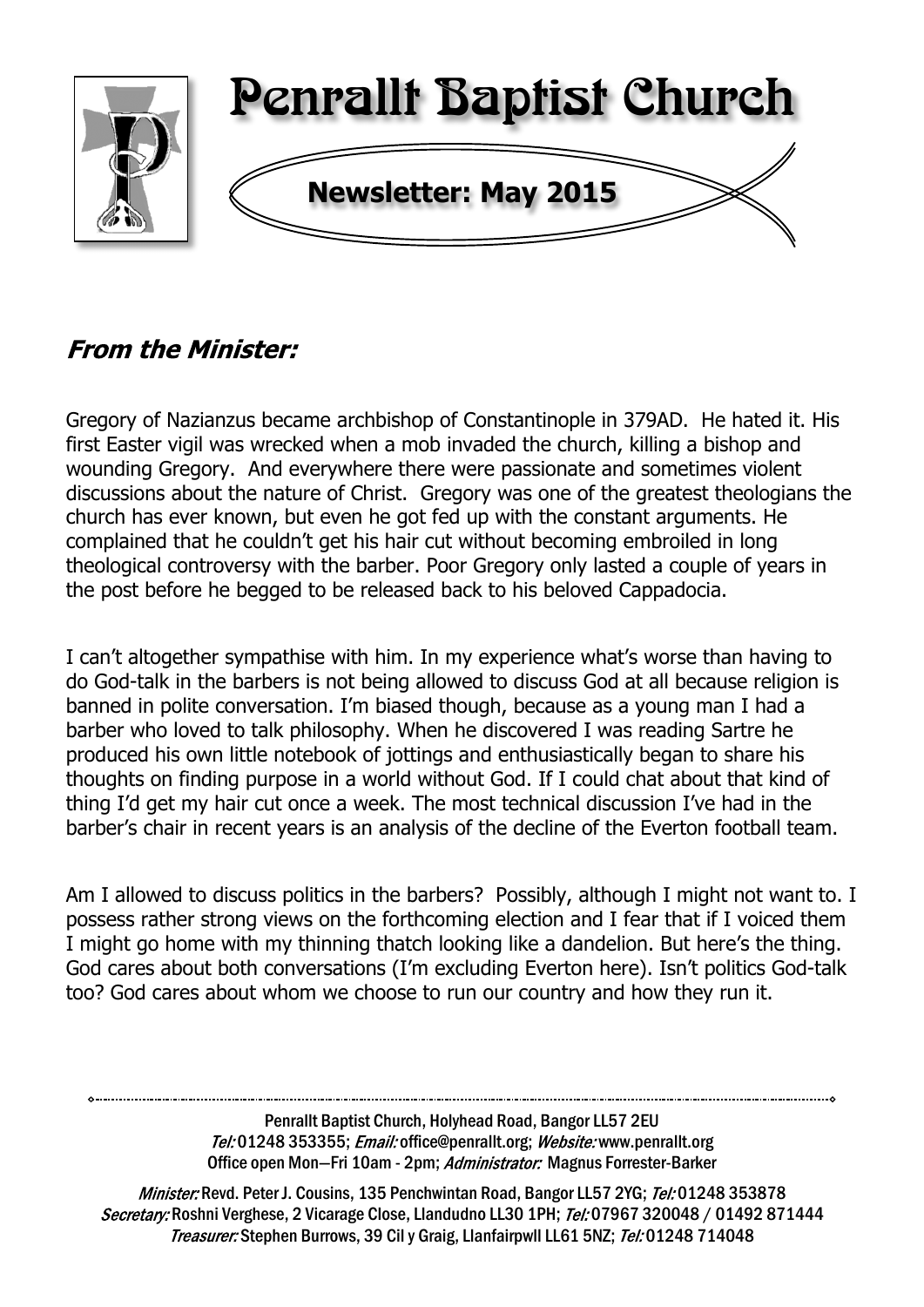# Penrallt Baptist Church

**Newsletter: May 2015**

## *From the Minister:*

Gregory of Nazianzus became archbishop of Constantinople in 379AD. He hated it. His first Easter vigil was wrecked when a mob invaded the church, killing a bishop and wounding Gregory. And everywhere there were passionate and sometimes violent discussions about the nature of Christ. Gregory was one of the greatest theologians the church has ever known, but even he got fed up with the constant arguments. He complained that he couldn't get his hair cut without becoming embroiled in long theological controversy with the barber. Poor Gregory only lasted a couple of years in the post before he begged to be released back to his beloved Cappadocia.

I can't altogether sympathise with him. In my experience what's worse than having to do God-talk in the barbers is not being allowed to discuss God at all because religion is banned in polite conversation. I'm biased though, because as a young man I had a barber who loved to talk philosophy. When he discovered I was reading Sartre he produced his own little notebook of jottings and enthusiastically began to share his thoughts on finding purpose in a world without God. If I could chat about that kind of thing I'd get my hair cut once a week. The most technical discussion I've had in the barber's chair in recent years is an analysis of the decline of the Everton football team.

Am I allowed to discuss politics in the barbers? Possibly, although I might not want to. I possess rather strong views on the forthcoming election and I fear that if I voiced them I might go home with my thinning thatch looking like a dandelion. But here's the thing. God cares about both conversations (I'm excluding Everton here). Isn't politics God-talk too? God cares about whom we choose to run our country and how they run it.

---

Penrallt Baptist Church, Holyhead Road, Bangor LL57 2EU
*Tel:* 01248 353355; *Email:* office@penrallt.org; *Website:* www.penrallt.org
Office open Mon—Fri 10am - 2pm; *Administrator:* Magnus Forrester-Barker

*Minister:* Revd. Peter J. Cousins, 135 Penchwintan Road, Bangor LL57 2YG; *Tel:* 01248 353878
*Secretary:* Roshni Verghese, 2 Vicarage Close, Llandudno LL30 1PH; *Tel:* 07967 320048 / 01492 871444
*Treasurer:* Stephen Burrows, 39 Cil y Graig, Llanfairpwll LL61 5NZ; *Tel:* 01248 714048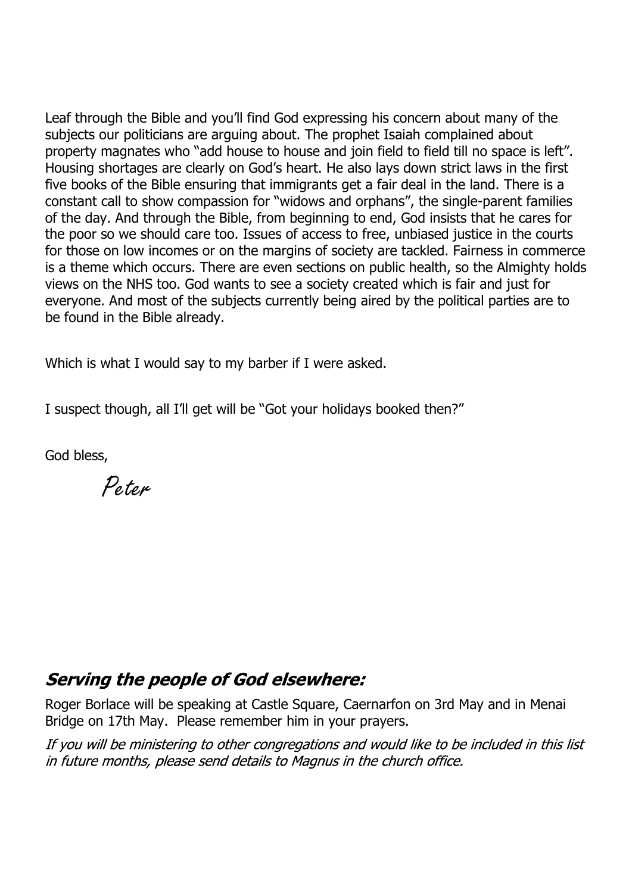Leaf through the Bible and you'll find God expressing his concern about many of the subjects our politicians are arguing about. The prophet Isaiah complained about property magnates who "add house to house and join field to field till no space is left". Housing shortages are clearly on God's heart. He also lays down strict laws in the first five books of the Bible ensuring that immigrants get a fair deal in the land. There is a constant call to show compassion for "widows and orphans", the single-parent families of the day. And through the Bible, from beginning to end, God insists that he cares for the poor so we should care too. Issues of access to free, unbiased justice in the courts for those on low incomes or on the margins of society are tackled. Fairness in commerce is a theme which occurs. There are even sections on public health, so the Almighty holds views on the NHS too. God wants to see a society created which is fair and just for everyone. And most of the subjects currently being aired by the political parties are to be found in the Bible already.

Which is what I would say to my barber if I were asked.

I suspect though, all I'll get will be "Got your holidays booked then?"

God bless,

Peter

## *Serving the people of God elsewhere:*

Roger Borlace will be speaking at Castle Square, Caernarfon on 3rd May and in Menai Bridge on 17th May. Please remember him in your prayers.

*If you will be ministering to other congregations and would like to be included in this list in future months, please send details to Magnus in the church office.*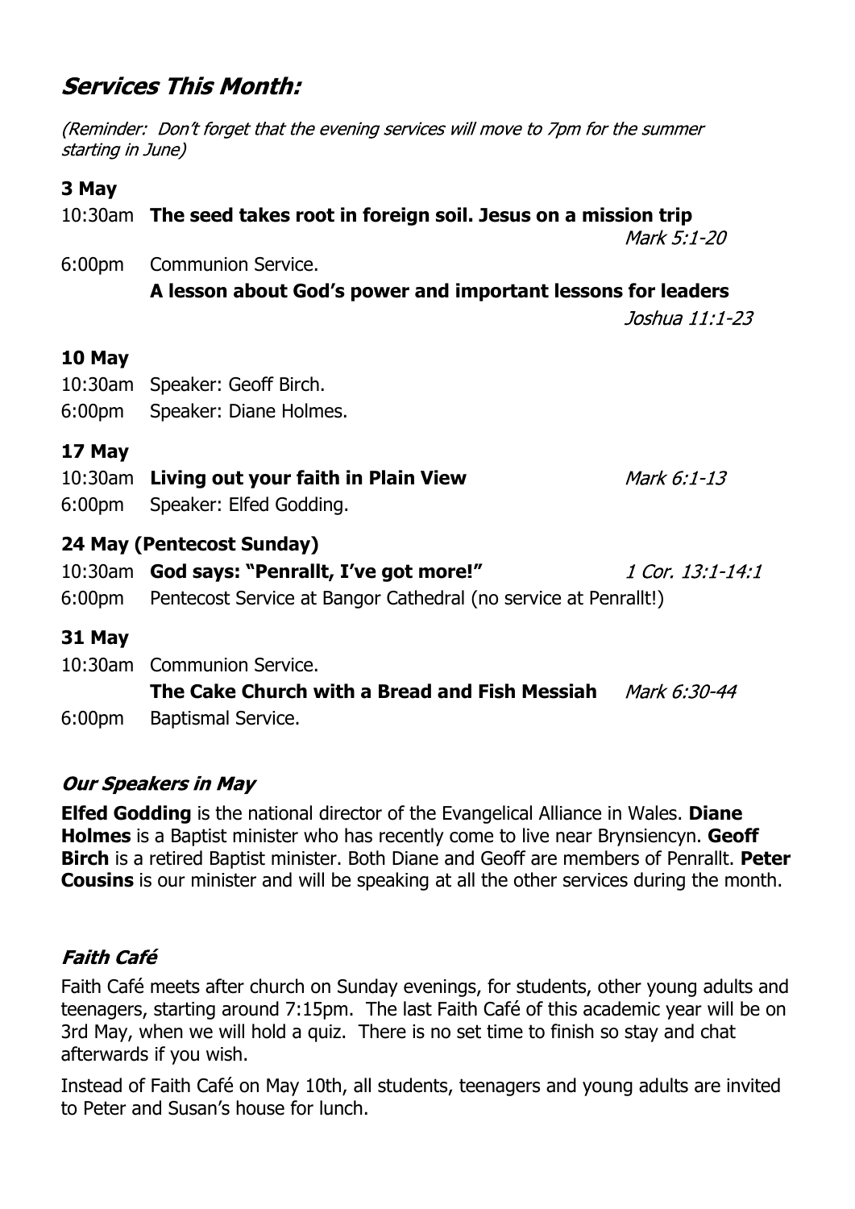## *Services This Month:*

*(Reminder: Don't forget that the evening services will move to 7pm for the summer starting in June)*

### 3 May

10:30am **The seed takes root in foreign soil. Jesus on a mission trip** *Mark 5:1-20*

6:00pm Communion Service.
**A lesson about God's power and important lessons for leaders** *Joshua 11:1-23*

### 10 May

10:30am Speaker: Geoff Birch.

6:00pm Speaker: Diane Holmes.

### 17 May

10:30am **Living out your faith in Plain View** *Mark 6:1-13*

6:00pm Speaker: Elfed Godding.

### 24 May (Pentecost Sunday)

10:30am **God says: "Penrallt, I've got more!"** *1 Cor. 13:1-14:1*

6:00pm Pentecost Service at Bangor Cathedral (no service at Penrallt!)

### 31 May

10:30am Communion Service.
**The Cake Church with a Bread and Fish Messiah** *Mark 6:30-44*

6:00pm Baptismal Service.

### *Our Speakers in May*

**Elfed Godding** is the national director of the Evangelical Alliance in Wales. **Diane Holmes** is a Baptist minister who has recently come to live near Brynsiencyn. **Geoff Birch** is a retired Baptist minister. Both Diane and Geoff are members of Penrallt. **Peter Cousins** is our minister and will be speaking at all the other services during the month.

### *Faith Café*

Faith Café meets after church on Sunday evenings, for students, other young adults and teenagers, starting around 7:15pm. The last Faith Café of this academic year will be on 3rd May, when we will hold a quiz. There is no set time to finish so stay and chat afterwards if you wish.

Instead of Faith Café on May 10th, all students, teenagers and young adults are invited to Peter and Susan's house for lunch.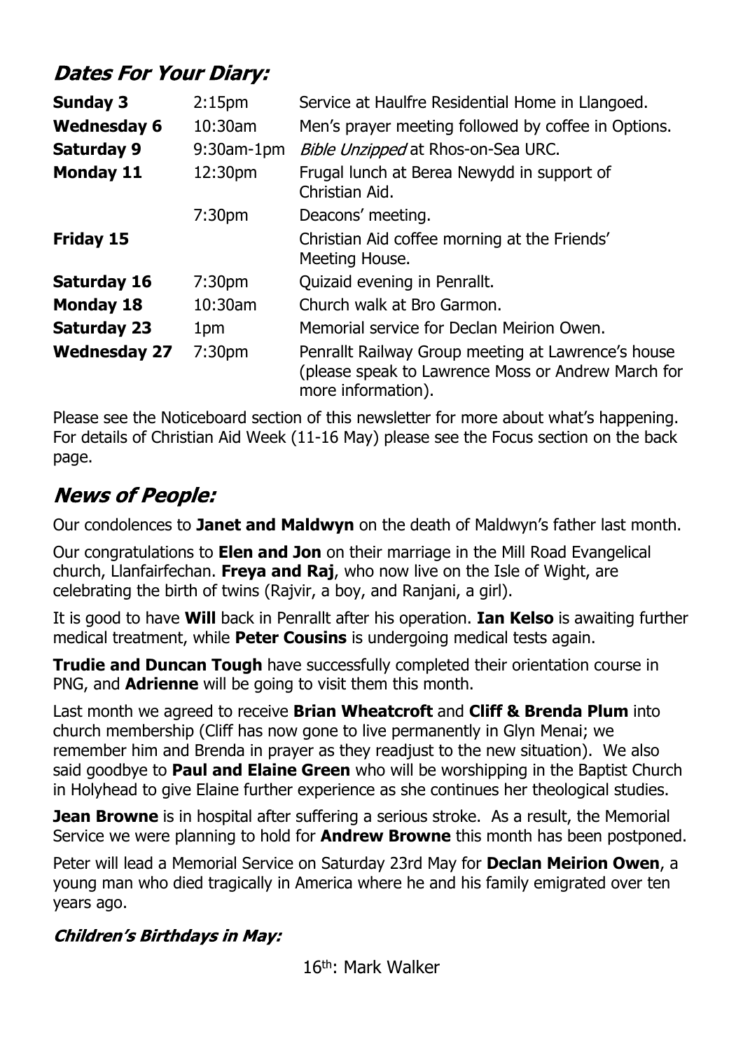## *Dates For Your Diary:*

| | | |
|---|---|---|
| **Sunday 3** | 2:15pm | Service at Haulfre Residential Home in Llangoed. |
| **Wednesday 6** | 10:30am | Men's prayer meeting followed by coffee in Options. |
| **Saturday 9** | 9:30am-1pm | *Bible Unzipped* at Rhos-on-Sea URC. |
| **Monday 11** | 12:30pm | Frugal lunch at Berea Newydd in support of Christian Aid. |
| | 7:30pm | Deacons' meeting. |
| **Friday 15** | | Christian Aid coffee morning at the Friends' Meeting House. |
| **Saturday 16** | 7:30pm | Quizaid evening in Penrallt. |
| **Monday 18** | 10:30am | Church walk at Bro Garmon. |
| **Saturday 23** | 1pm | Memorial service for Declan Meirion Owen. |
| **Wednesday 27** | 7:30pm | Penrallt Railway Group meeting at Lawrence's house (please speak to Lawrence Moss or Andrew March for more information). |

Please see the Noticeboard section of this newsletter for more about what's happening. For details of Christian Aid Week (11-16 May) please see the Focus section on the back page.

## *News of People:*

Our condolences to **Janet and Maldwyn** on the death of Maldwyn's father last month.

Our congratulations to **Elen and Jon** on their marriage in the Mill Road Evangelical church, Llanfairfechan. **Freya and Raj**, who now live on the Isle of Wight, are celebrating the birth of twins (Rajvir, a boy, and Ranjani, a girl).

It is good to have **Will** back in Penrallt after his operation. **Ian Kelso** is awaiting further medical treatment, while **Peter Cousins** is undergoing medical tests again.

**Trudie and Duncan Tough** have successfully completed their orientation course in PNG, and **Adrienne** will be going to visit them this month.

Last month we agreed to receive **Brian Wheatcroft** and **Cliff & Brenda Plum** into church membership (Cliff has now gone to live permanently in Glyn Menai; we remember him and Brenda in prayer as they readjust to the new situation). We also said goodbye to **Paul and Elaine Green** who will be worshipping in the Baptist Church in Holyhead to give Elaine further experience as she continues her theological studies.

**Jean Browne** is in hospital after suffering a serious stroke. As a result, the Memorial Service we were planning to hold for **Andrew Browne** this month has been postponed.

Peter will lead a Memorial Service on Saturday 23rd May for **Declan Meirion Owen**, a young man who died tragically in America where he and his family emigrated over ten years ago.

### *Children's Birthdays in May:*

16th: Mark Walker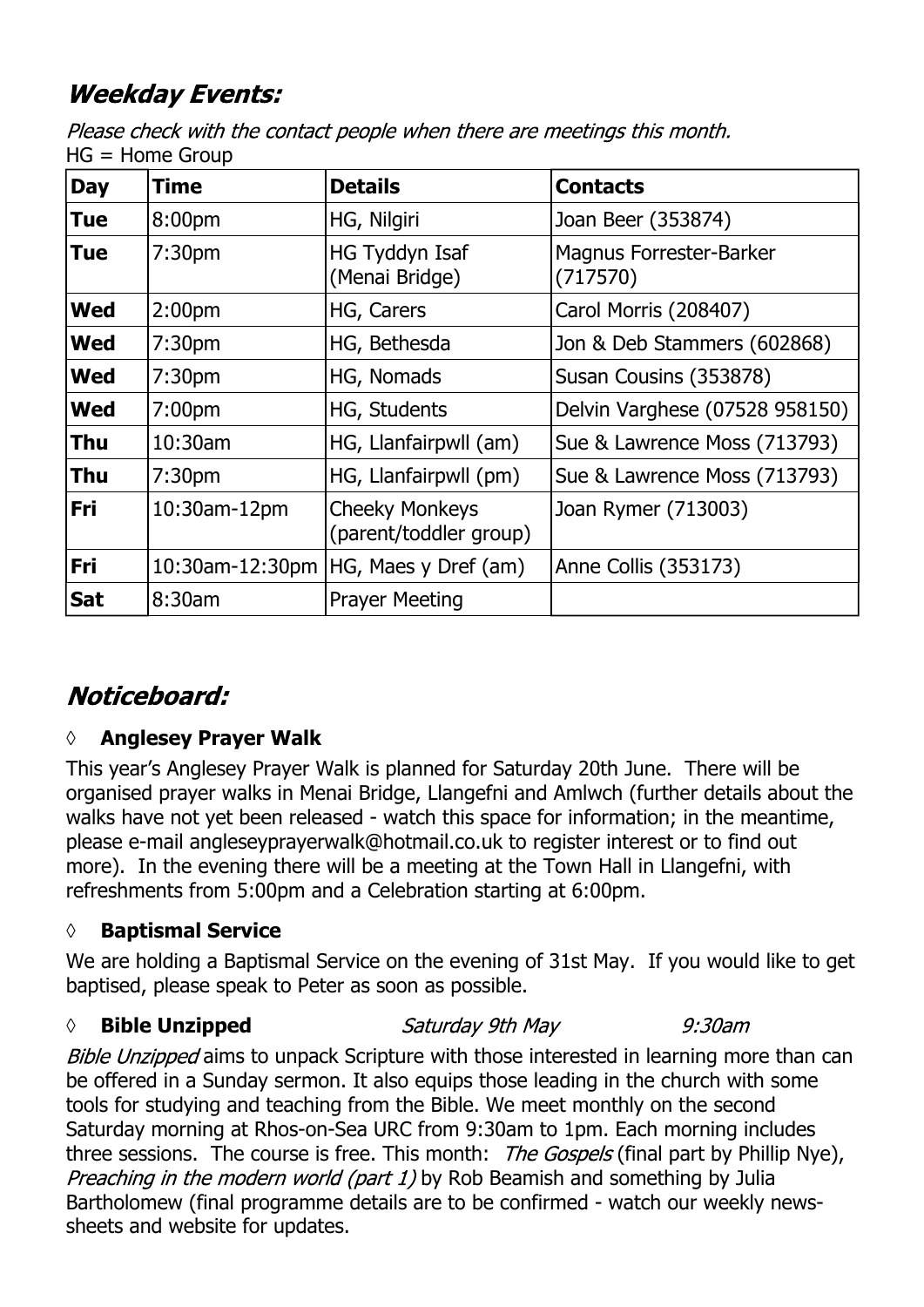## *Weekday Events:*

*Please check with the contact people when there are meetings this month.*
HG = Home Group

| Day | Time | Details | Contacts |
|---|---|---|---|
| **Tue** | 8:00pm | HG, Nilgiri | Joan Beer (353874) |
| **Tue** | 7:30pm | HG Tyddyn Isaf (Menai Bridge) | Magnus Forrester-Barker (717570) |
| **Wed** | 2:00pm | HG, Carers | Carol Morris (208407) |
| **Wed** | 7:30pm | HG, Bethesda | Jon & Deb Stammers (602868) |
| **Wed** | 7:30pm | HG, Nomads | Susan Cousins (353878) |
| **Wed** | 7:00pm | HG, Students | Delvin Varghese (07528 958150) |
| **Thu** | 10:30am | HG, Llanfairpwll (am) | Sue & Lawrence Moss (713793) |
| **Thu** | 7:30pm | HG, Llanfairpwll (pm) | Sue & Lawrence Moss (713793) |
| **Fri** | 10:30am-12pm | Cheeky Monkeys (parent/toddler group) | Joan Rymer (713003) |
| **Fri** | 10:30am-12:30pm | HG, Maes y Dref (am) | Anne Collis (353173) |
| **Sat** | 8:30am | Prayer Meeting | |

## *Noticeboard:*

◊ **Anglesey Prayer Walk**

This year's Anglesey Prayer Walk is planned for Saturday 20th June. There will be organised prayer walks in Menai Bridge, Llangefni and Amlwch (further details about the walks have not yet been released - watch this space for information; in the meantime, please e-mail angleseyprayerwalk@hotmail.co.uk to register interest or to find out more). In the evening there will be a meeting at the Town Hall in Llangefni, with refreshments from 5:00pm and a Celebration starting at 6:00pm.

◊ **Baptismal Service**

We are holding a Baptismal Service on the evening of 31st May. If you would like to get baptised, please speak to Peter as soon as possible.

◊ **Bible Unzipped** *Saturday 9th May* *9:30am*

*Bible Unzipped* aims to unpack Scripture with those interested in learning more than can be offered in a Sunday sermon. It also equips those leading in the church with some tools for studying and teaching from the Bible. We meet monthly on the second Saturday morning at Rhos-on-Sea URC from 9:30am to 1pm. Each morning includes three sessions. The course is free. This month: *The Gospels* (final part by Phillip Nye), *Preaching in the modern world (part 1)* by Rob Beamish and something by Julia Bartholomew (final programme details are to be confirmed - watch our weekly news-sheets and website for updates.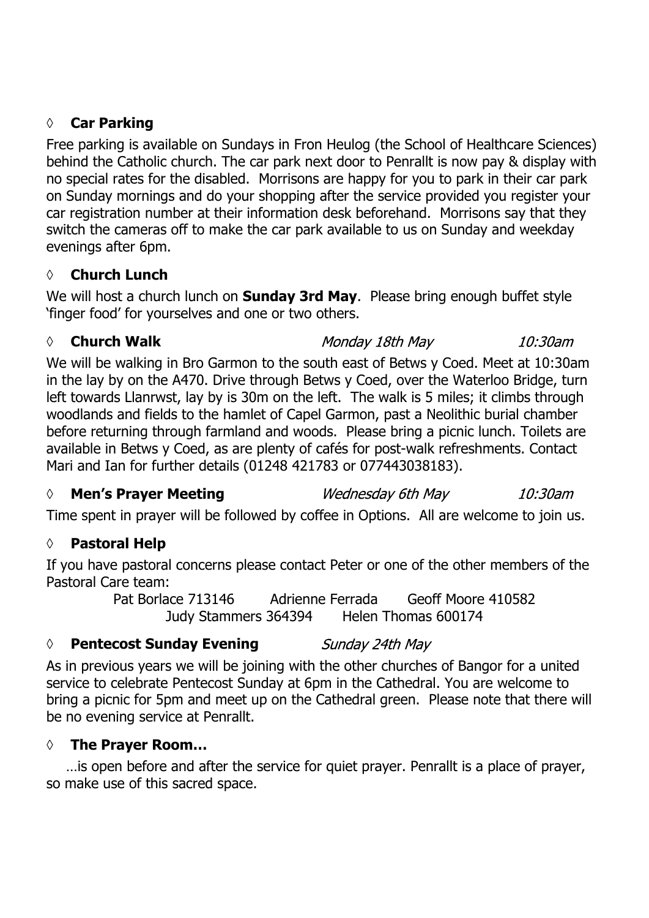### ◊ **Car Parking**

Free parking is available on Sundays in Fron Heulog (the School of Healthcare Sciences) behind the Catholic church. The car park next door to Penrallt is now pay & display with no special rates for the disabled. Morrisons are happy for you to park in their car park on Sunday mornings and do your shopping after the service provided you register your car registration number at their information desk beforehand. Morrisons say that they switch the cameras off to make the car park available to us on Sunday and weekday evenings after 6pm.

### ◊ **Church Lunch**

We will host a church lunch on **Sunday 3rd May**. Please bring enough buffet style 'finger food' for yourselves and one or two others.

### ◊ **Church Walk** *Monday 18th May* *10:30am*

We will be walking in Bro Garmon to the south east of Betws y Coed. Meet at 10:30am in the lay by on the A470. Drive through Betws y Coed, over the Waterloo Bridge, turn left towards Llanrwst, lay by is 30m on the left. The walk is 5 miles; it climbs through woodlands and fields to the hamlet of Capel Garmon, past a Neolithic burial chamber before returning through farmland and woods. Please bring a picnic lunch. Toilets are available in Betws y Coed, as are plenty of cafés for post-walk refreshments. Contact Mari and Ian for further details (01248 421783 or 077443038183).

### ◊ **Men's Prayer Meeting** *Wednesday 6th May* *10:30am*

Time spent in prayer will be followed by coffee in Options. All are welcome to join us.

### ◊ **Pastoral Help**

If you have pastoral concerns please contact Peter or one of the other members of the Pastoral Care team:

Pat Borlace 713146 Adrienne Ferrada Geoff Moore 410582
Judy Stammers 364394 Helen Thomas 600174

### ◊ **Pentecost Sunday Evening** *Sunday 24th May*

As in previous years we will be joining with the other churches of Bangor for a united service to celebrate Pentecost Sunday at 6pm in the Cathedral. You are welcome to bring a picnic for 5pm and meet up on the Cathedral green. Please note that there will be no evening service at Penrallt.

### ◊ **The Prayer Room…**

…is open before and after the service for quiet prayer. Penrallt is a place of prayer, so make use of this sacred space.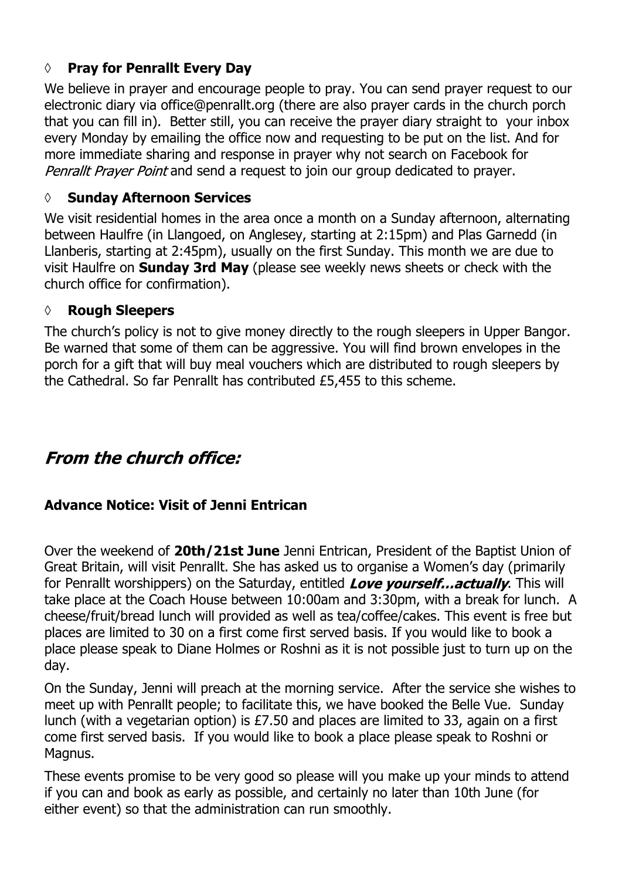### ◊ **Pray for Penrallt Every Day**

We believe in prayer and encourage people to pray. You can send prayer request to our electronic diary via office@penrallt.org (there are also prayer cards in the church porch that you can fill in). Better still, you can receive the prayer diary straight to your inbox every Monday by emailing the office now and requesting to be put on the list. And for more immediate sharing and response in prayer why not search on Facebook for *Penrallt Prayer Point* and send a request to join our group dedicated to prayer.

### ◊ **Sunday Afternoon Services**

We visit residential homes in the area once a month on a Sunday afternoon, alternating between Haulfre (in Llangoed, on Anglesey, starting at 2:15pm) and Plas Garnedd (in Llanberis, starting at 2:45pm), usually on the first Sunday. This month we are due to visit Haulfre on **Sunday 3rd May** (please see weekly news sheets or check with the church office for confirmation).

### ◊ **Rough Sleepers**

The church's policy is not to give money directly to the rough sleepers in Upper Bangor. Be warned that some of them can be aggressive. You will find brown envelopes in the porch for a gift that will buy meal vouchers which are distributed to rough sleepers by the Cathedral. So far Penrallt has contributed £5,455 to this scheme.

## *From the church office:*

### **Advance Notice: Visit of Jenni Entrican**

Over the weekend of **20th/21st June** Jenni Entrican, President of the Baptist Union of Great Britain, will visit Penrallt. She has asked us to organise a Women's day (primarily for Penrallt worshippers) on the Saturday, entitled ***Love yourself…actually***. This will take place at the Coach House between 10:00am and 3:30pm, with a break for lunch. A cheese/fruit/bread lunch will provided as well as tea/coffee/cakes. This event is free but places are limited to 30 on a first come first served basis. If you would like to book a place please speak to Diane Holmes or Roshni as it is not possible just to turn up on the day.

On the Sunday, Jenni will preach at the morning service. After the service she wishes to meet up with Penrallt people; to facilitate this, we have booked the Belle Vue. Sunday lunch (with a vegetarian option) is £7.50 and places are limited to 33, again on a first come first served basis. If you would like to book a place please speak to Roshni or Magnus.

These events promise to be very good so please will you make up your minds to attend if you can and book as early as possible, and certainly no later than 10th June (for either event) so that the administration can run smoothly.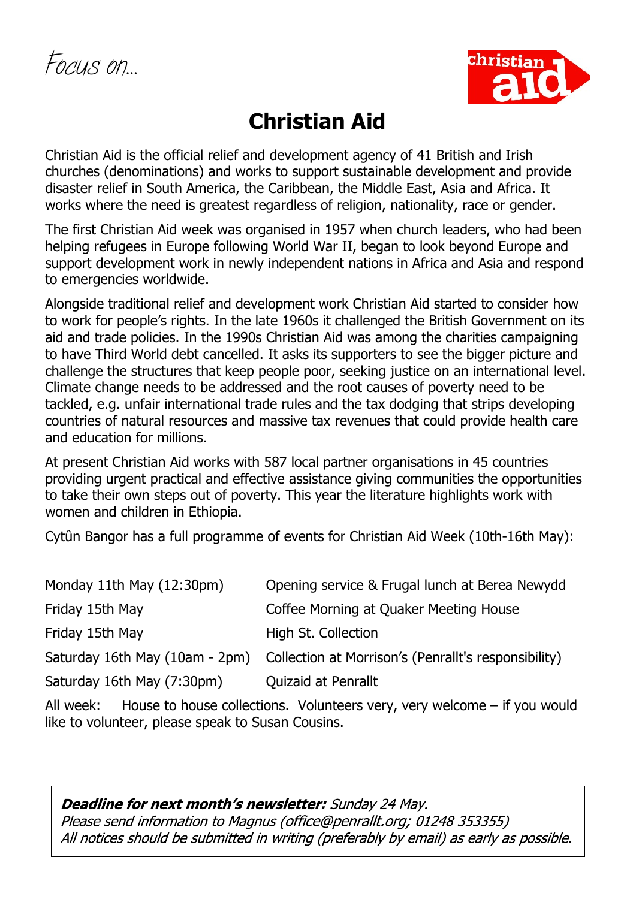*Focus on...*

# Christian Aid

Christian Aid is the official relief and development agency of 41 British and Irish churches (denominations) and works to support sustainable development and provide disaster relief in South America, the Caribbean, the Middle East, Asia and Africa. It works where the need is greatest regardless of religion, nationality, race or gender.

The first Christian Aid week was organised in 1957 when church leaders, who had been helping refugees in Europe following World War II, began to look beyond Europe and support development work in newly independent nations in Africa and Asia and respond to emergencies worldwide.

Alongside traditional relief and development work Christian Aid started to consider how to work for people's rights. In the late 1960s it challenged the British Government on its aid and trade policies. In the 1990s Christian Aid was among the charities campaigning to have Third World debt cancelled. It asks its supporters to see the bigger picture and challenge the structures that keep people poor, seeking justice on an international level. Climate change needs to be addressed and the root causes of poverty need to be tackled, e.g. unfair international trade rules and the tax dodging that strips developing countries of natural resources and massive tax revenues that could provide health care and education for millions.

At present Christian Aid works with 587 local partner organisations in 45 countries providing urgent practical and effective assistance giving communities the opportunities to take their own steps out of poverty. This year the literature highlights work with women and children in Ethiopia.

Cytûn Bangor has a full programme of events for Christian Aid Week (10th-16th May):

| | |
|---|---|
| Monday 11th May (12:30pm) | Opening service & Frugal lunch at Berea Newydd |
| Friday 15th May | Coffee Morning at Quaker Meeting House |
| Friday 15th May | High St. Collection |
| Saturday 16th May (10am - 2pm) | Collection at Morrison's (Penrallt's responsibility) |
| Saturday 16th May (7:30pm) | Quizaid at Penrallt |

All week: House to house collections. Volunteers very, very welcome – if you would like to volunteer, please speak to Susan Cousins.

***Deadline for next month's newsletter:*** *Sunday 24 May.*
*Please send information to Magnus (office@penrallt.org; 01248 353355)*
*All notices should be submitted in writing (preferably by email) as early as possible.*